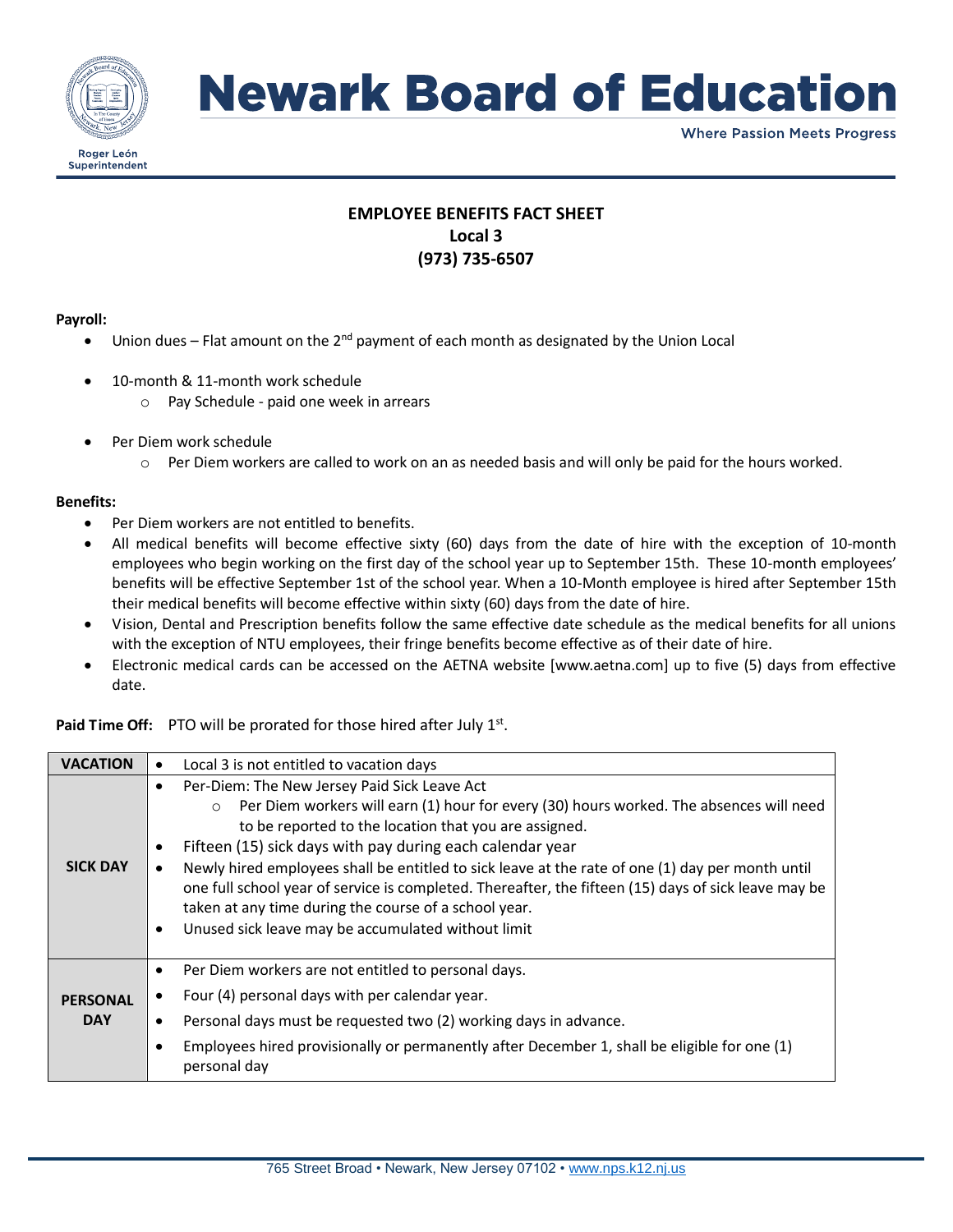# Newark Board of Education

Where Passion Meets Progress

Roger León
Superintendent

## EMPLOYEE BENEFITS FACT SHEET
## Local 3
## (973) 735-6507

**Payroll:**

- Union dues – Flat amount on the 2nd payment of each month as designated by the Union Local
- 10-month & 11-month work schedule
  - Pay Schedule - paid one week in arrears
- Per Diem work schedule
  - Per Diem workers are called to work on an as needed basis and will only be paid for the hours worked.

**Benefits:**

- Per Diem workers are not entitled to benefits.
- All medical benefits will become effective sixty (60) days from the date of hire with the exception of 10-month employees who begin working on the first day of the school year up to September 15th. These 10-month employees' benefits will be effective September 1st of the school year. When a 10-Month employee is hired after September 15th their medical benefits will become effective within sixty (60) days from the date of hire.
- Vision, Dental and Prescription benefits follow the same effective date schedule as the medical benefits for all unions with the exception of NTU employees, their fringe benefits become effective as of their date of hire.
- Electronic medical cards can be accessed on the AETNA website [www.aetna.com] up to five (5) days from effective date.

**Paid Time Off:** PTO will be prorated for those hired after July 1st.

| | |
|---|---|
| **VACATION** | • Local 3 is not entitled to vacation days |
| **SICK DAY** | • Per-Diem: The New Jersey Paid Sick Leave Act<br>  ○ Per Diem workers will earn (1) hour for every (30) hours worked. The absences will need to be reported to the location that you are assigned.<br>• Fifteen (15) sick days with pay during each calendar year<br>• Newly hired employees shall be entitled to sick leave at the rate of one (1) day per month until one full school year of service is completed. Thereafter, the fifteen (15) days of sick leave may be taken at any time during the course of a school year.<br>• Unused sick leave may be accumulated without limit |
| **PERSONAL DAY** | • Per Diem workers are not entitled to personal days.<br>• Four (4) personal days with per calendar year.<br>• Personal days must be requested two (2) working days in advance.<br>• Employees hired provisionally or permanently after December 1, shall be eligible for one (1) personal day |

765 Street Broad • Newark, New Jersey 07102 • www.nps.k12.nj.us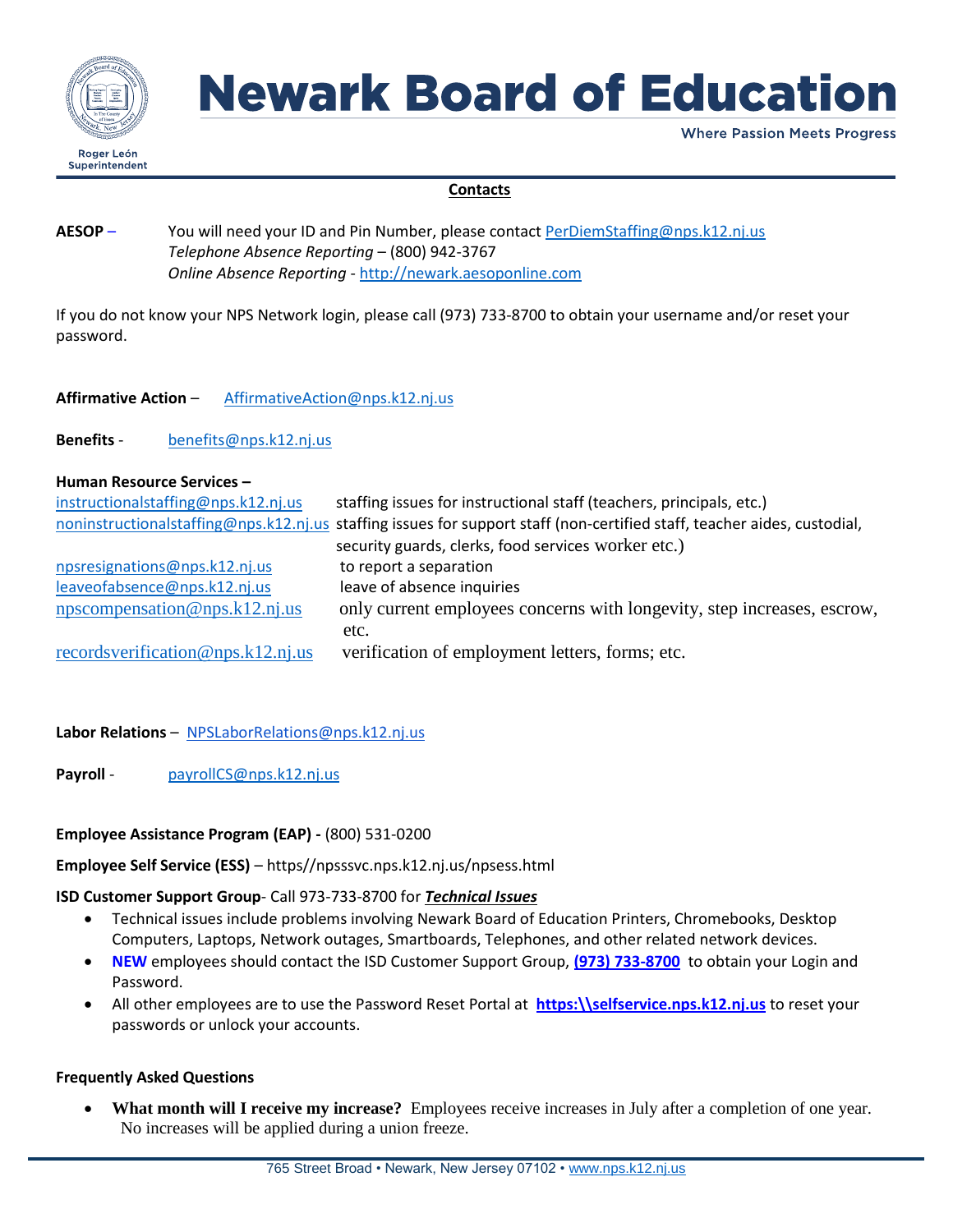# Newark Board of Education

Where Passion Meets Progress

Roger León
Superintendent

**Contacts**

**AESOP** – You will need your ID and Pin Number, please contact PerDiemStaffing@nps.k12.nj.us
*Telephone Absence Reporting* – (800) 942-3767
*Online Absence Reporting* - http://newark.aesoponline.com

If you do not know your NPS Network login, please call (973) 733-8700 to obtain your username and/or reset your password.

**Affirmative Action** – AffirmativeAction@nps.k12.nj.us

**Benefits** - benefits@nps.k12.nj.us

**Human Resource Services –**

| | |
|---|---|
| instructionalstaffing@nps.k12.nj.us | staffing issues for instructional staff (teachers, principals, etc.) |
| noninstructionalstaffing@nps.k12.nj.us | staffing issues for support staff (non-certified staff, teacher aides, custodial, security guards, clerks, food services worker etc.) |
| npsresignations@nps.k12.nj.us | to report a separation |
| leaveofabsence@nps.k12.nj.us | leave of absence inquiries |
| npscompensation@nps.k12.nj.us | only current employees concerns with longevity, step increases, escrow, etc. |
| recordsverification@nps.k12.nj.us | verification of employment letters, forms; etc. |

**Labor Relations** – NPSLaborRelations@nps.k12.nj.us

**Payroll** - payrollCS@nps.k12.nj.us

**Employee Assistance Program (EAP) -** (800) 531-0200

**Employee Self Service (ESS)** – https//npsssvc.nps.k12.nj.us/npsess.html

**ISD Customer Support Group**- Call 973-733-8700 for ***Technical Issues***

- Technical issues include problems involving Newark Board of Education Printers, Chromebooks, Desktop Computers, Laptops, Network outages, Smartboards, Telephones, and other related network devices.
- **NEW** employees should contact the ISD Customer Support Group, **(973) 733-8700** to obtain your Login and Password.
- All other employees are to use the Password Reset Portal at **https:\\selfservice.nps.k12.nj.us** to reset your passwords or unlock your accounts.

**Frequently Asked Questions**

- **What month will I receive my increase?** Employees receive increases in July after a completion of one year. No increases will be applied during a union freeze.

765 Street Broad • Newark, New Jersey 07102 • www.nps.k12.nj.us